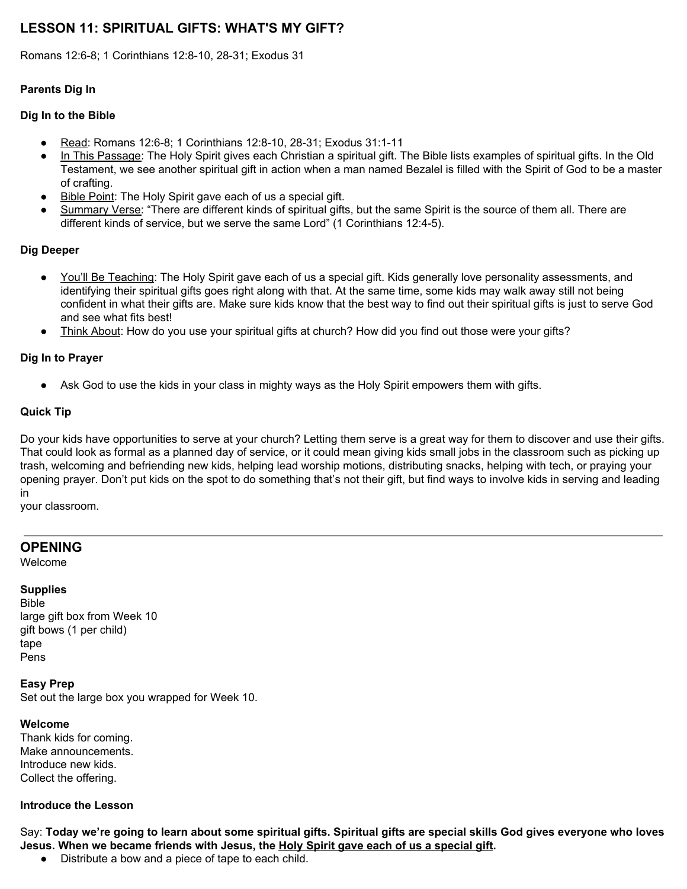## LESSON 11: SPIRITUAL GIFTS: WHAT'S MY GIFT?

Romans 12:6-8; 1 Corinthians 12:8-10, 28-31; Exodus 31

**Parents Dig In**

**Dig In to the Bible**

- Read: Romans 12:6-8; 1 Corinthians 12:8-10, 28-31; Exodus 31:1-11
- In This Passage: The Holy Spirit gives each Christian a spiritual gift. The Bible lists examples of spiritual gifts. In the Old Testament, we see another spiritual gift in action when a man named Bezalel is filled with the Spirit of God to be a master of crafting.
- Bible Point: The Holy Spirit gave each of us a special gift.
- Summary Verse: "There are different kinds of spiritual gifts, but the same Spirit is the source of them all. There are different kinds of service, but we serve the same Lord" (1 Corinthians 12:4-5).

**Dig Deeper**

- You'll Be Teaching: The Holy Spirit gave each of us a special gift. Kids generally love personality assessments, and identifying their spiritual gifts goes right along with that. At the same time, some kids may walk away still not being confident in what their gifts are. Make sure kids know that the best way to find out their spiritual gifts is just to serve God and see what fits best!
- Think About: How do you use your spiritual gifts at church? How did you find out those were your gifts?

**Dig In to Prayer**

- Ask God to use the kids in your class in mighty ways as the Holy Spirit empowers them with gifts.

**Quick Tip**

Do your kids have opportunities to serve at your church? Letting them serve is a great way for them to discover and use their gifts. That could look as formal as a planned day of service, or it could mean giving kids small jobs in the classroom such as picking up trash, welcoming and befriending new kids, helping lead worship motions, distributing snacks, helping with tech, or praying your opening prayer. Don't put kids on the spot to do something that's not their gift, but find ways to involve kids in serving and leading in your classroom.

---

## OPENING

Welcome

**Supplies**

Bible
large gift box from Week 10
gift bows (1 per child)
tape
Pens

**Easy Prep**

Set out the large box you wrapped for Week 10.

**Welcome**

Thank kids for coming.
Make announcements.
Introduce new kids.
Collect the offering.

**Introduce the Lesson**

Say: **Today we're going to learn about some spiritual gifts. Spiritual gifts are special skills God gives everyone who loves Jesus. When we became friends with Jesus, the Holy Spirit gave each of us a special gift.**

- Distribute a bow and a piece of tape to each child.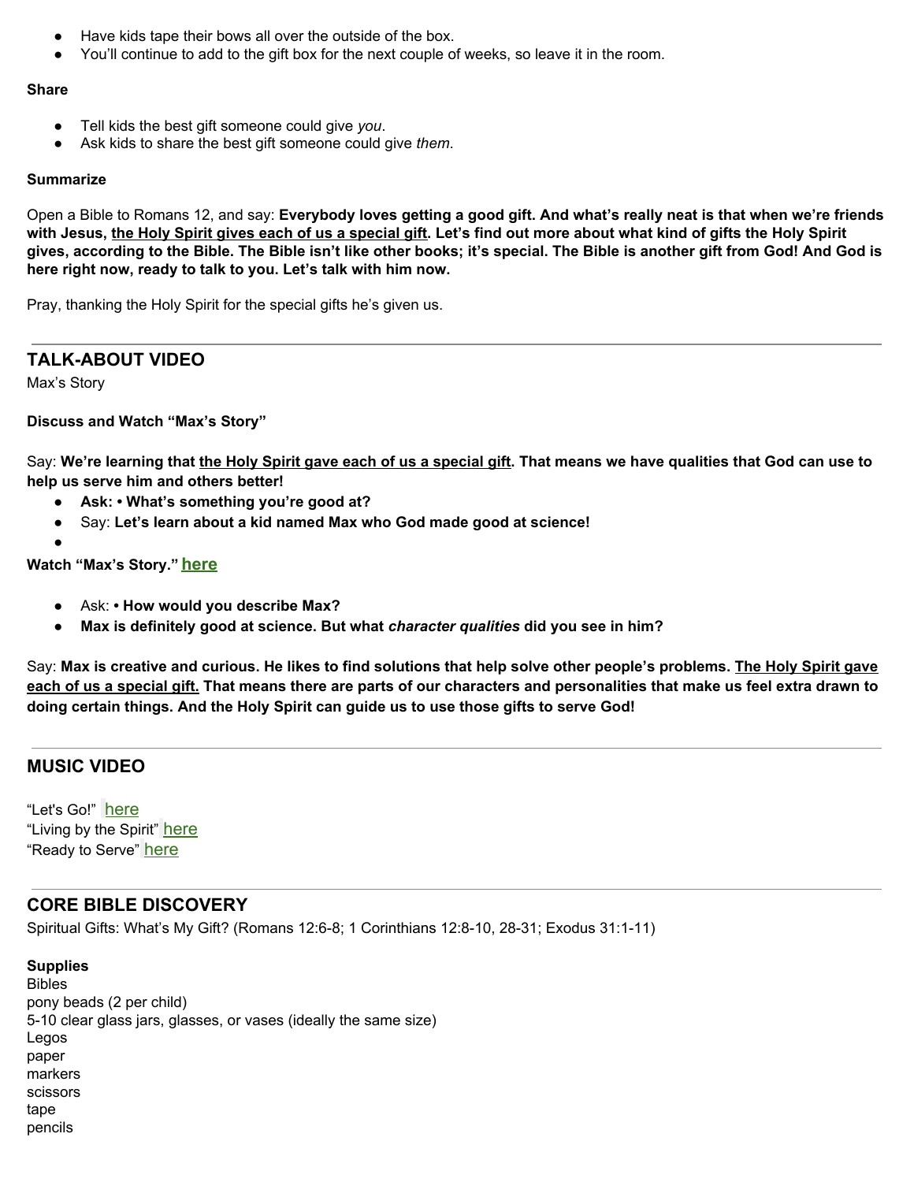- Have kids tape their bows all over the outside of the box.
- You'll continue to add to the gift box for the next couple of weeks, so leave it in the room.

**Share**

- Tell kids the best gift someone could give *you*.
- Ask kids to share the best gift someone could give *them*.

**Summarize**

Open a Bible to Romans 12, and say: **Everybody loves getting a good gift. And what's really neat is that when we're friends with Jesus, <u>the Holy Spirit gives each of us a special gift</u>. Let's find out more about what kind of gifts the Holy Spirit gives, according to the Bible. The Bible isn't like other books; it's special. The Bible is another gift from God! And God is here right now, ready to talk to you. Let's talk with him now.**

Pray, thanking the Holy Spirit for the special gifts he's given us.

---

## TALK-ABOUT VIDEO

Max's Story

**Discuss and Watch "Max's Story"**

Say: **We're learning that <u>the Holy Spirit gave each of us a special gift</u>. That means we have qualities that God can use to help us serve him and others better!**

- **Ask: • What's something you're good at?**
- Say: **Let's learn about a kid named Max who God made good at science!**
-

**Watch "Max's Story." here**

- Ask: **• How would you describe Max?**
- **Max is definitely good at science. But what *character qualities* did you see in him?**

Say: **Max is creative and curious. He likes to find solutions that help solve other people's problems. <u>The Holy Spirit gave each of us a special gift.</u> That means there are parts of our characters and personalities that make us feel extra drawn to doing certain things. And the Holy Spirit can guide us to use those gifts to serve God!**

---

## MUSIC VIDEO

"Let's Go!" here
"Living by the Spirit" here
"Ready to Serve" here

---

## CORE BIBLE DISCOVERY

Spiritual Gifts: What's My Gift? (Romans 12:6-8; 1 Corinthians 12:8-10, 28-31; Exodus 31:1-11)

**Supplies**
Bibles
pony beads (2 per child)
5-10 clear glass jars, glasses, or vases (ideally the same size)
Legos
paper
markers
scissors
tape
pencils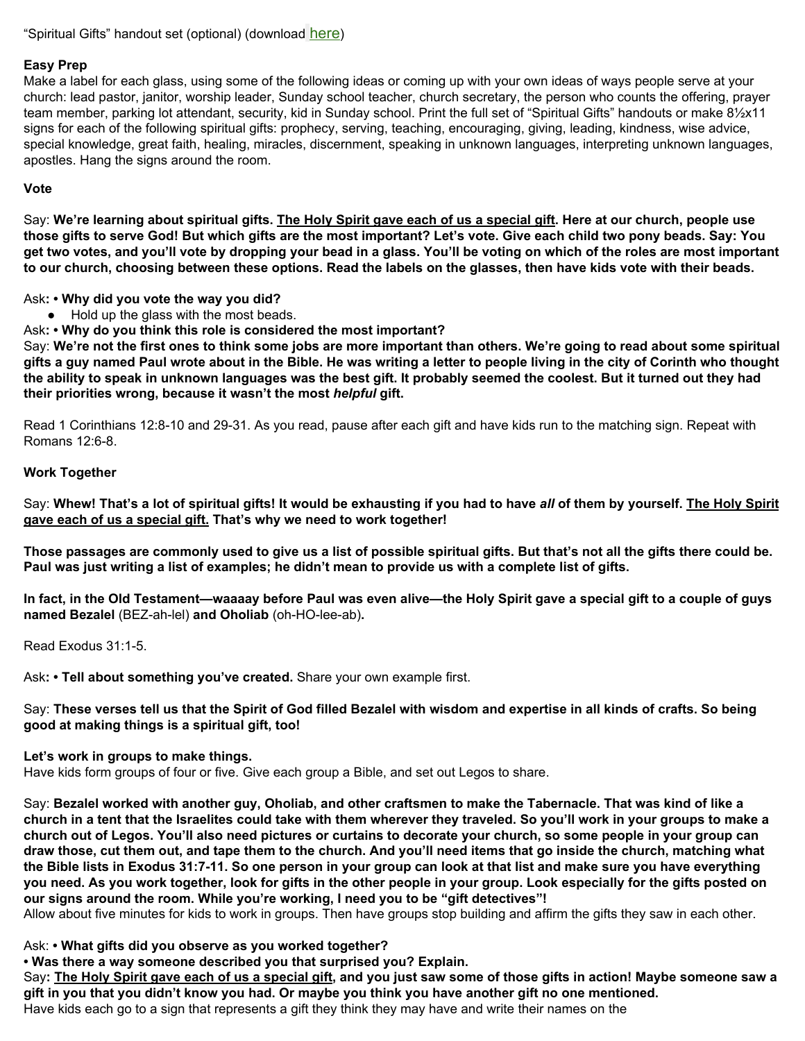"Spiritual Gifts" handout set (optional) (download here)

**Easy Prep**

Make a label for each glass, using some of the following ideas or coming up with your own ideas of ways people serve at your church: lead pastor, janitor, worship leader, Sunday school teacher, church secretary, the person who counts the offering, prayer team member, parking lot attendant, security, kid in Sunday school. Print the full set of "Spiritual Gifts" handouts or make 8½x11 signs for each of the following spiritual gifts: prophecy, serving, teaching, encouraging, giving, leading, kindness, wise advice, special knowledge, great faith, healing, miracles, discernment, speaking in unknown languages, interpreting unknown languages, apostles. Hang the signs around the room.

**Vote**

Say: **We're learning about spiritual gifts. The Holy Spirit gave each of us a special gift. Here at our church, people use those gifts to serve God! But which gifts are the most important? Let's vote. Give each child two pony beads. Say: You get two votes, and you'll vote by dropping your bead in a glass. You'll be voting on which of the roles are most important to our church, choosing between these options. Read the labels on the glasses, then have kids vote with their beads.**

Ask**: • Why did you vote the way you did?**

- Hold up the glass with the most beads.

Ask**: • Why do you think this role is considered the most important?**

Say: **We're not the first ones to think some jobs are more important than others. We're going to read about some spiritual gifts a guy named Paul wrote about in the Bible. He was writing a letter to people living in the city of Corinth who thought the ability to speak in unknown languages was the best gift. It probably seemed the coolest. But it turned out they had their priorities wrong, because it wasn't the most *helpful* gift.**

Read 1 Corinthians 12:8-10 and 29-31. As you read, pause after each gift and have kids run to the matching sign. Repeat with Romans 12:6-8.

**Work Together**

Say: **Whew! That's a lot of spiritual gifts! It would be exhausting if you had to have *all* of them by yourself. The Holy Spirit gave each of us a special gift. That's why we need to work together!**

**Those passages are commonly used to give us a list of possible spiritual gifts. But that's not all the gifts there could be. Paul was just writing a list of examples; he didn't mean to provide us with a complete list of gifts.**

**In fact, in the Old Testament—waaaay before Paul was even alive—the Holy Spirit gave a special gift to a couple of guys named Bezalel** (BEZ-ah-lel) **and Oholiab** (oh-HO-lee-ab)**.**

Read Exodus 31:1-5.

Ask**: • Tell about something you've created.** Share your own example first.

Say: **These verses tell us that the Spirit of God filled Bezalel with wisdom and expertise in all kinds of crafts. So being good at making things is a spiritual gift, too!**

**Let's work in groups to make things.**

Have kids form groups of four or five. Give each group a Bible, and set out Legos to share.

Say: **Bezalel worked with another guy, Oholiab, and other craftsmen to make the Tabernacle. That was kind of like a church in a tent that the Israelites could take with them wherever they traveled. So you'll work in your groups to make a church out of Legos. You'll also need pictures or curtains to decorate your church, so some people in your group can draw those, cut them out, and tape them to the church. And you'll need items that go inside the church, matching what the Bible lists in Exodus 31:7-11. So one person in your group can look at that list and make sure you have everything you need. As you work together, look for gifts in the other people in your group. Look especially for the gifts posted on our signs around the room. While you're working, I need you to be "gift detectives"!**

Allow about five minutes for kids to work in groups. Then have groups stop building and affirm the gifts they saw in each other.

Ask: **• What gifts did you observe as you worked together?**

**• Was there a way someone described you that surprised you? Explain.**

Say**: The Holy Spirit gave each of us a special gift, and you just saw some of those gifts in action! Maybe someone saw a gift in you that you didn't know you had. Or maybe you think you have another gift no one mentioned.**

Have kids each go to a sign that represents a gift they think they may have and write their names on the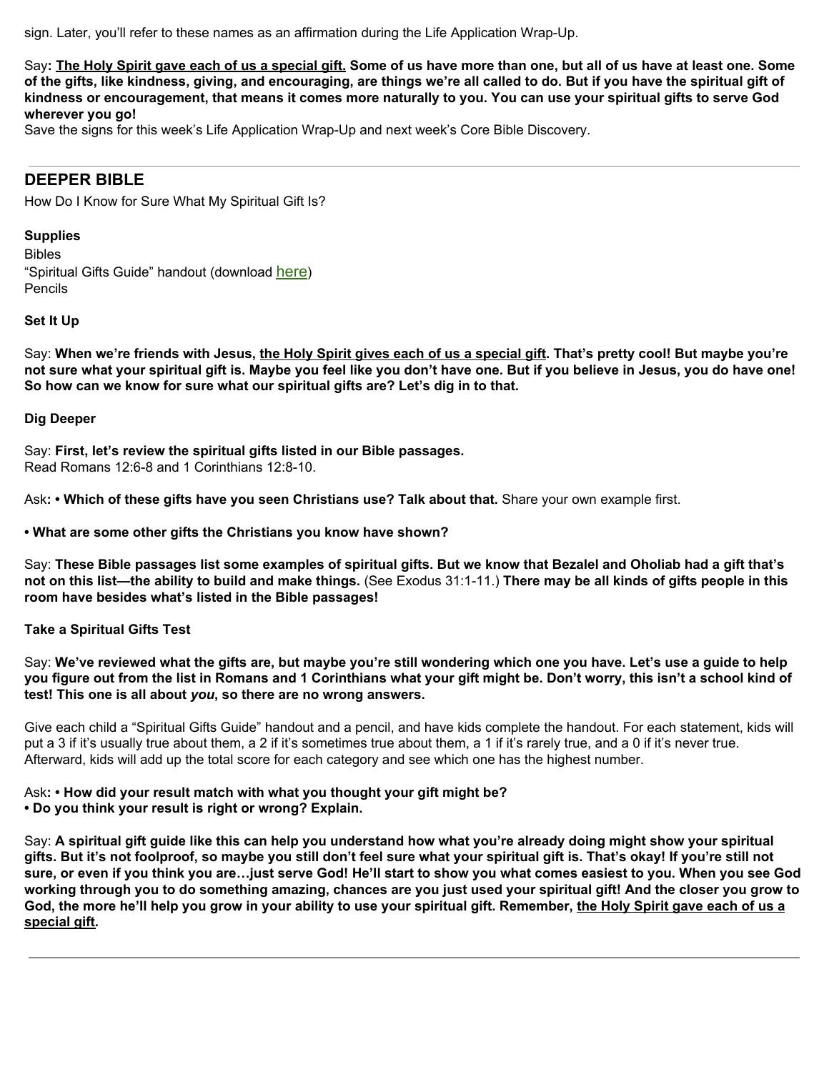sign. Later, you'll refer to these names as an affirmation during the Life Application Wrap-Up.

Say**: The Holy Spirit gave each of us a special gift. Some of us have more than one, but all of us have at least one. Some of the gifts, like kindness, giving, and encouraging, are things we're all called to do. But if you have the spiritual gift of kindness or encouragement, that means it comes more naturally to you. You can use your spiritual gifts to serve God wherever you go!**

Save the signs for this week's Life Application Wrap-Up and next week's Core Bible Discovery.

---

## DEEPER BIBLE

How Do I Know for Sure What My Spiritual Gift Is?

**Supplies**

Bibles

"Spiritual Gifts Guide" handout (download here)

Pencils

**Set It Up**

Say: **When we're friends with Jesus, the Holy Spirit gives each of us a special gift. That's pretty cool! But maybe you're not sure what your spiritual gift is. Maybe you feel like you don't have one. But if you believe in Jesus, you do have one! So how can we know for sure what our spiritual gifts are? Let's dig in to that.**

**Dig Deeper**

Say: **First, let's review the spiritual gifts listed in our Bible passages.**

Read Romans 12:6-8 and 1 Corinthians 12:8-10.

Ask**: • Which of these gifts have you seen Christians use? Talk about that.** Share your own example first.

**• What are some other gifts the Christians you know have shown?**

Say: **These Bible passages list some examples of spiritual gifts. But we know that Bezalel and Oholiab had a gift that's not on this list—the ability to build and make things.** (See Exodus 31:1-11.) **There may be all kinds of gifts people in this room have besides what's listed in the Bible passages!**

**Take a Spiritual Gifts Test**

Say: **We've reviewed what the gifts are, but maybe you're still wondering which one you have. Let's use a guide to help you figure out from the list in Romans and 1 Corinthians what your gift might be. Don't worry, this isn't a school kind of test! This one is all about *you*, so there are no wrong answers.**

Give each child a "Spiritual Gifts Guide" handout and a pencil, and have kids complete the handout. For each statement, kids will put a 3 if it's usually true about them, a 2 if it's sometimes true about them, a 1 if it's rarely true, and a 0 if it's never true. Afterward, kids will add up the total score for each category and see which one has the highest number.

Ask**: • How did your result match with what you thought your gift might be?**

**• Do you think your result is right or wrong? Explain.**

Say: **A spiritual gift guide like this can help you understand how what you're already doing might show your spiritual gifts. But it's not foolproof, so maybe you still don't feel sure what your spiritual gift is. That's okay! If you're still not sure, or even if you think you are…just serve God! He'll start to show you what comes easiest to you. When you see God working through you to do something amazing, chances are you just used your spiritual gift! And the closer you grow to God, the more he'll help you grow in your ability to use your spiritual gift. Remember, the Holy Spirit gave each of us a special gift.**

---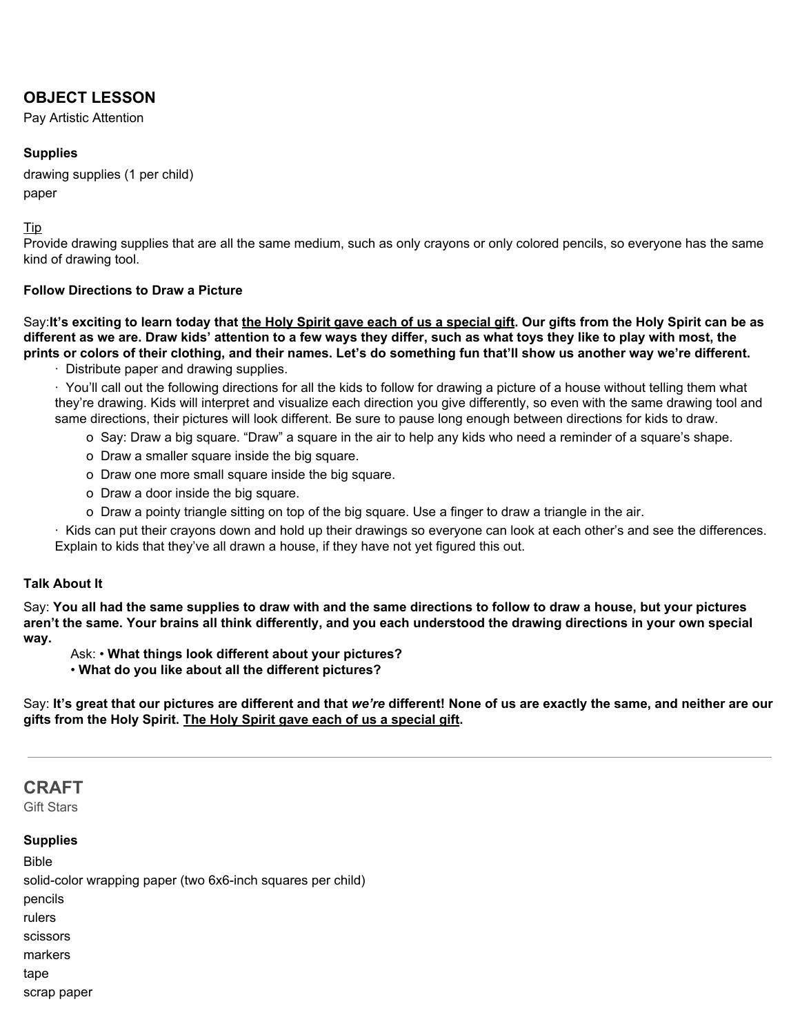## OBJECT LESSON

Pay Artistic Attention

**Supplies**

drawing supplies (1 per child)
paper

Tip
Provide drawing supplies that are all the same medium, such as only crayons or only colored pencils, so everyone has the same kind of drawing tool.

**Follow Directions to Draw a Picture**

Say:**It's exciting to learn today that the Holy Spirit gave each of us a special gift. Our gifts from the Holy Spirit can be as different as we are. Draw kids' attention to a few ways they differ, such as what toys they like to play with most, the prints or colors of their clothing, and their names. Let's do something fun that'll show us another way we're different.**

- Distribute paper and drawing supplies.
- You'll call out the following directions for all the kids to follow for drawing a picture of a house without telling them what they're drawing. Kids will interpret and visualize each direction you give differently, so even with the same drawing tool and same directions, their pictures will look different. Be sure to pause long enough between directions for kids to draw.
  - Say: Draw a big square. "Draw" a square in the air to help any kids who need a reminder of a square's shape.
  - Draw a smaller square inside the big square.
  - Draw one more small square inside the big square.
  - Draw a door inside the big square.
  - Draw a pointy triangle sitting on top of the big square. Use a finger to draw a triangle in the air.
- Kids can put their crayons down and hold up their drawings so everyone can look at each other's and see the differences. Explain to kids that they've all drawn a house, if they have not yet figured this out.

**Talk About It**

Say: **You all had the same supplies to draw with and the same directions to follow to draw a house, but your pictures aren't the same. Your brains all think differently, and you each understood the drawing directions in your own special way.**

Ask: • **What things look different about your pictures?**
• **What do you like about all the different pictures?**

Say: **It's great that our pictures are different and that *we're* different! None of us are exactly the same, and neither are our gifts from the Holy Spirit. The Holy Spirit gave each of us a special gift.**

---

## CRAFT

Gift Stars

**Supplies**

Bible
solid-color wrapping paper (two 6x6-inch squares per child)
pencils
rulers
scissors
markers
tape
scrap paper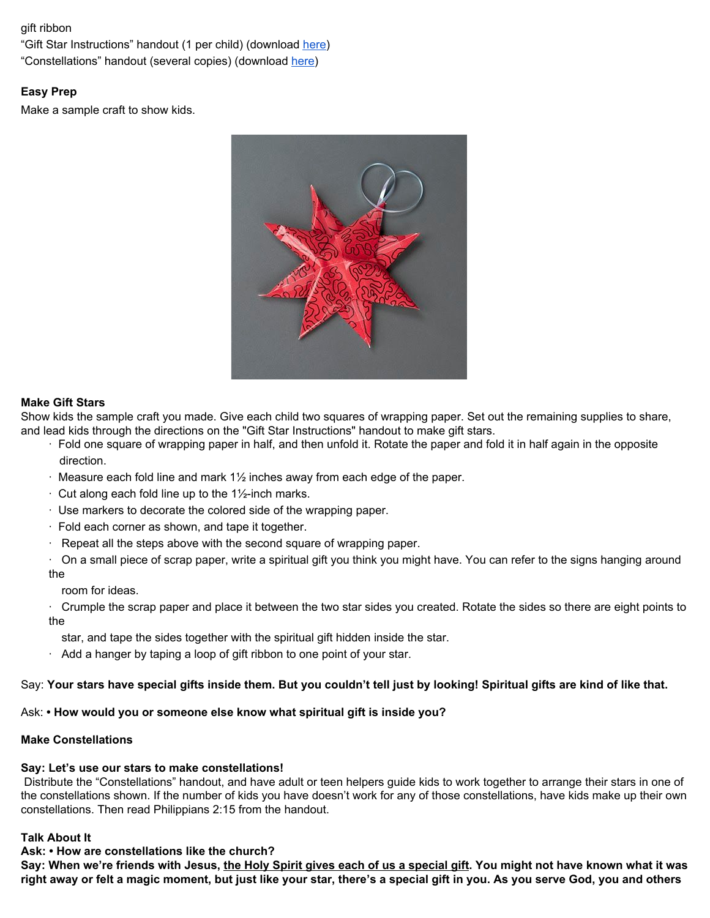gift ribbon
"Gift Star Instructions" handout (1 per child) (download here)
"Constellations" handout (several copies) (download here)

**Easy Prep**

Make a sample craft to show kids.

**Make Gift Stars**

Show kids the sample craft you made. Give each child two squares of wrapping paper. Set out the remaining supplies to share, and lead kids through the directions on the "Gift Star Instructions" handout to make gift stars.

- Fold one square of wrapping paper in half, and then unfold it. Rotate the paper and fold it in half again in the opposite direction.
- Measure each fold line and mark 1½ inches away from each edge of the paper.
- Cut along each fold line up to the 1½-inch marks.
- Use markers to decorate the colored side of the wrapping paper.
- Fold each corner as shown, and tape it together.
- Repeat all the steps above with the second square of wrapping paper.
- On a small piece of scrap paper, write a spiritual gift you think you might have. You can refer to the signs hanging around the room for ideas.
- Crumple the scrap paper and place it between the two star sides you created. Rotate the sides so there are eight points to the star, and tape the sides together with the spiritual gift hidden inside the star.
- Add a hanger by taping a loop of gift ribbon to one point of your star.

Say: **Your stars have special gifts inside them. But you couldn't tell just by looking! Spiritual gifts are kind of like that.**

Ask: **• How would you or someone else know what spiritual gift is inside you?**

**Make Constellations**

**Say: Let's use our stars to make constellations!**

Distribute the "Constellations" handout, and have adult or teen helpers guide kids to work together to arrange their stars in one of the constellations shown. If the number of kids you have doesn't work for any of those constellations, have kids make up their own constellations. Then read Philippians 2:15 from the handout.

**Talk About It**

**Ask: • How are constellations like the church?**

**Say: When we're friends with Jesus, <u>the Holy Spirit gives each of us a special gift</u>. You might not have known what it was right away or felt a magic moment, but just like your star, there's a special gift in you. As you serve God, you and others**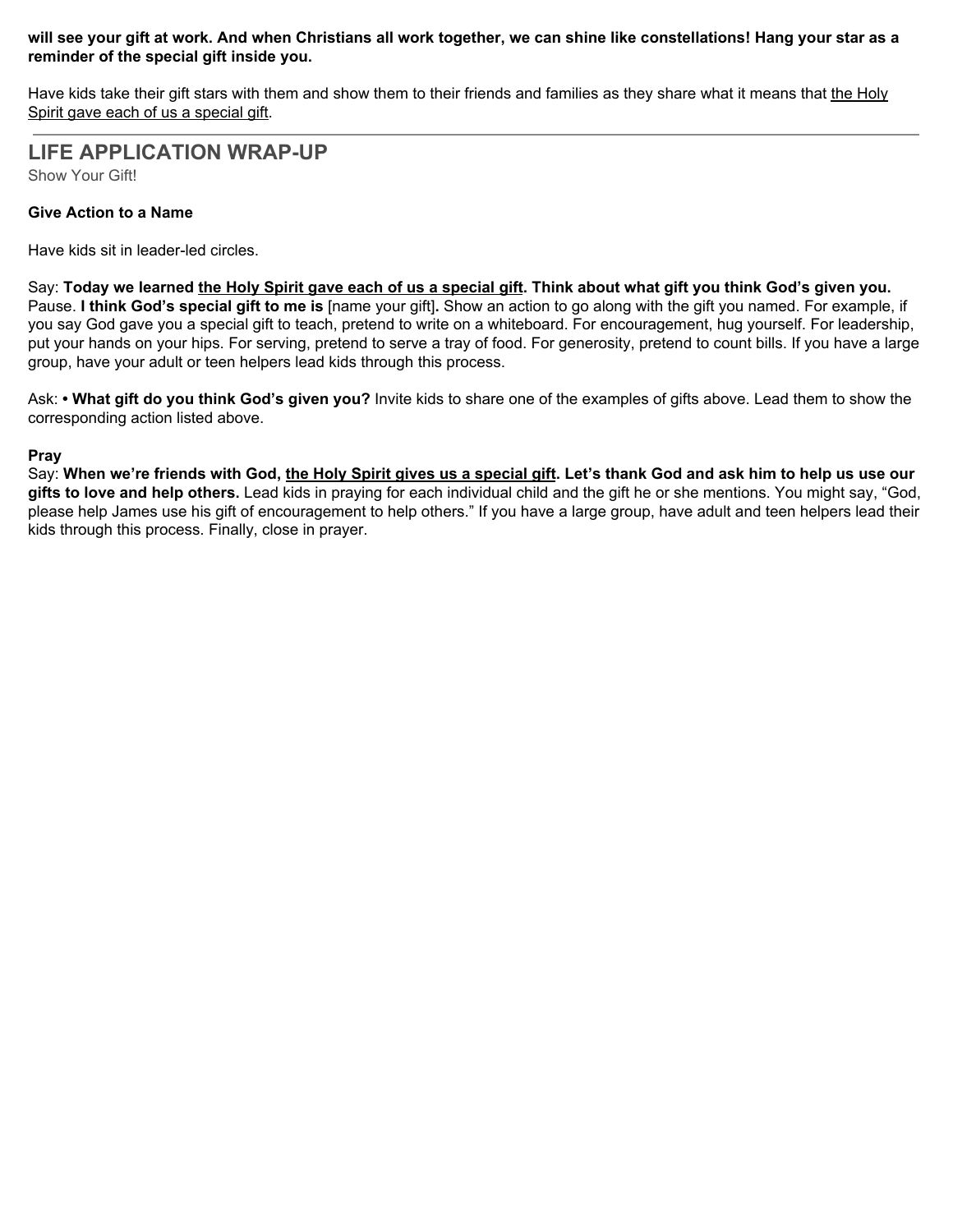**will see your gift at work. And when Christians all work together, we can shine like constellations! Hang your star as a reminder of the special gift inside you.**

Have kids take their gift stars with them and show them to their friends and families as they share what it means that <u>the Holy Spirit gave each of us a special gift</u>.

---

## LIFE APPLICATION WRAP-UP

Show Your Gift!

**Give Action to a Name**

Have kids sit in leader-led circles.

Say: **Today we learned <u>the Holy Spirit gave each of us a special gift</u>. Think about what gift you think God's given you.** Pause. **I think God's special gift to me is** [name your gift]**.** Show an action to go along with the gift you named. For example, if you say God gave you a special gift to teach, pretend to write on a whiteboard. For encouragement, hug yourself. For leadership, put your hands on your hips. For serving, pretend to serve a tray of food. For generosity, pretend to count bills. If you have a large group, have your adult or teen helpers lead kids through this process.

Ask: **• What gift do you think God's given you?** Invite kids to share one of the examples of gifts above. Lead them to show the corresponding action listed above.

**Pray**

Say: **When we're friends with God, <u>the Holy Spirit gives us a special gift</u>. Let's thank God and ask him to help us use our gifts to love and help others.** Lead kids in praying for each individual child and the gift he or she mentions. You might say, "God, please help James use his gift of encouragement to help others." If you have a large group, have adult and teen helpers lead their kids through this process. Finally, close in prayer.